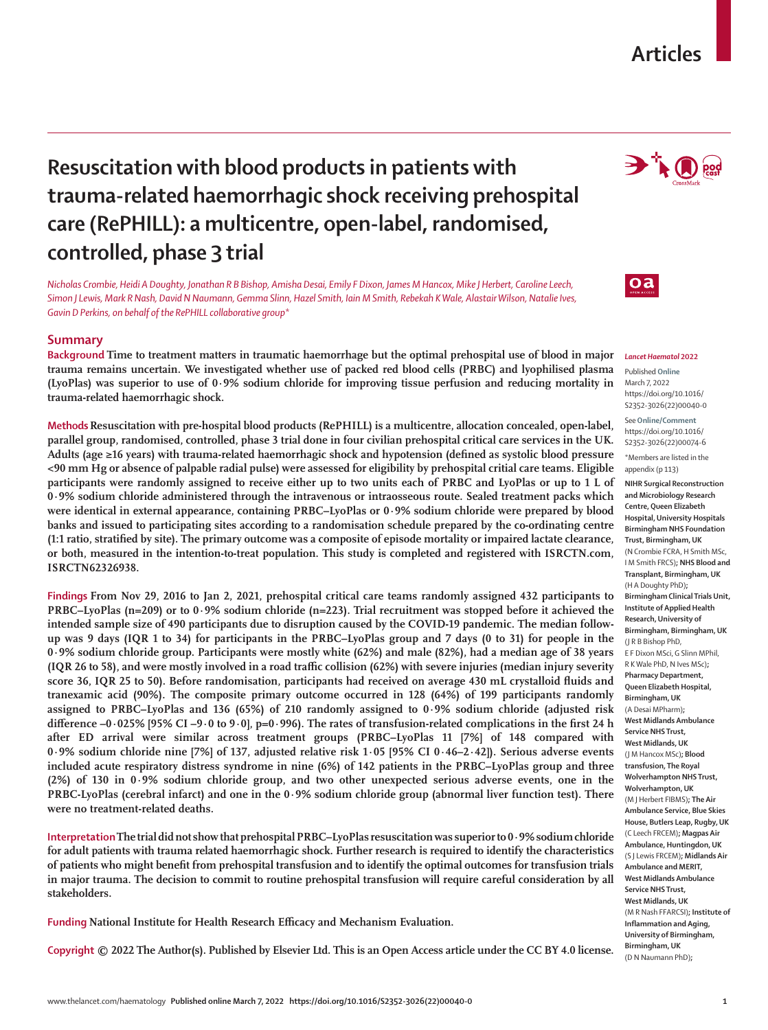# Resuscitation with blood products in patients with trauma-related haemorrhagic shock receiving prehospital care (RePHILL): a multicentre, open-label, randomised, controlled, phase 3 trial

*Nicholas Crombie, Heidi A Doughty, Jonathan R B Bishop, Amisha Desai, Emily F Dixon, James M Hancox, Mike J Herbert, Caroline Leech, Simon J Lewis, Mark R Nash, David N Naumann, Gemma Slinn, Hazel Smith, Iain M Smith, Rebekah K Wale, Alastair Wilson, Natalie Ives, Gavin D Perkins, on behalf of the RePHILL collaborative group\**

## Summary

**Background** Time to treatment matters in traumatic haemorrhage but the optimal prehospital use of blood in major trauma remains uncertain. We investigated whether use of packed red blood cells (PRBC) and lyophilised plasma (LyoPlas) was superior to use of 0·9% sodium chloride for improving tissue perfusion and reducing mortality in trauma-related haemorrhagic shock.

**Methods** Resuscitation with pre-hospital blood products (RePHILL) is a multicentre, allocation concealed, open-label, parallel group, randomised, controlled, phase 3 trial done in four civilian prehospital critical care services in the UK. Adults (age ≥16 years) with trauma-related haemorrhagic shock and hypotension (defined as systolic blood pressure <90 mm Hg or absence of palpable radial pulse) were assessed for eligibility by prehospital critical care teams. Eligible participants were randomly assigned to receive either up to two units each of PRBC and LyoPlas or up to 1 L of 0·9% sodium chloride administered through the intravenous or intraosseous route. Sealed treatment packs which were identical in external appearance, containing PRBC–LyoPlas or 0·9% sodium chloride were prepared by blood banks and issued to participating sites according to a randomisation schedule prepared by the co-ordinating centre (1:1 ratio, stratified by site). The primary outcome was a composite of episode mortality or impaired lactate clearance, or both, measured in the intention-to-treat population. This study is completed and registered with ISRCTN.com, ISRCTN62326938.

**Findings** From Nov 29, 2016 to Jan 2, 2021, prehospital critical care teams randomly assigned 432 participants to PRBC–LyoPlas (n=209) or to 0·9% sodium chloride (n=223). Trial recruitment was stopped before it achieved the intended sample size of 490 participants due to disruption caused by the COVID-19 pandemic. The median follow-up was 9 days (IQR 1 to 34) for participants in the PRBC–LyoPlas group and 7 days (0 to 31) for people in the 0·9% sodium chloride group. Participants were mostly white (62%) and male (82%), had a median age of 38 years (IQR 26 to 58), and were mostly involved in a road traffic collision (62%) with severe injuries (median injury severity score 36, IQR 25 to 50). Before randomisation, participants had received on average 430 mL crystalloid fluids and tranexamic acid (90%). The composite primary outcome occurred in 128 (64%) of 199 participants randomly assigned to PRBC–LyoPlas and 136 (65%) of 210 randomly assigned to 0·9% sodium chloride (adjusted risk difference –0·025% [95% CI –9·0 to 9·0], p=0·996). The rates of transfusion-related complications in the first 24 h after ED arrival were similar across treatment groups (PRBC–LyoPlas 11 [7%] of 148 compared with 0·9% sodium chloride nine [7%] of 137, adjusted relative risk 1·05 [95% CI 0·46–2·42]). Serious adverse events included acute respiratory distress syndrome in nine (6%) of 142 patients in the PRBC–LyoPlas group and three (2%) of 130 in 0·9% sodium chloride group, and two other unexpected serious adverse events, one in the PRBC-LyoPlas (cerebral infarct) and one in the 0·9% sodium chloride group (abnormal liver function test). There were no treatment-related deaths.

**Interpretation** The trial did not show that prehospital PRBC–LyoPlas resuscitation was superior to 0·9% sodium chloride for adult patients with trauma related haemorrhagic shock. Further research is required to identify the characteristics of patients who might benefit from prehospital transfusion and to identify the optimal outcomes for transfusion trials in major trauma. The decision to commit to routine prehospital transfusion will require careful consideration by all stakeholders.

**Funding** National Institute for Health Research Efficacy and Mechanism Evaluation.

**Copyright** © 2022 The Author(s). Published by Elsevier Ltd. This is an Open Access article under the CC BY 4.0 license.

*Lancet Haematol* 2022

Published **Online** March 7, 2022 https://doi.org/10.1016/S2352-3026(22)00040-0

See **Online/Comment** https://doi.org/10.1016/S2352-3026(22)00074-6

\*Members are listed in the appendix (p 113)

**NIHR Surgical Reconstruction and Microbiology Research Centre, Queen Elizabeth Hospital, University Hospitals Birmingham NHS Foundation Trust, Birmingham, UK** (N Crombie FCRA, H Smith MSc, I M Smith FRCS); **NHS Blood and Transplant, Birmingham, UK** (H A Doughty PhD); **Birmingham Clinical Trials Unit, Institute of Applied Health Research, University of Birmingham, Birmingham, UK** (J R B Bishop PhD, E F Dixon MSci, G Slinn MPhil, R K Wale PhD, N Ives MSc); **Pharmacy Department, Queen Elizabeth Hospital, Birmingham, UK** (A Desai MPharm); **West Midlands Ambulance Service NHS Trust, West Midlands, UK** (J M Hancox MSc); **Blood transfusion, The Royal Wolverhampton NHS Trust, Wolverhampton, UK** (M J Herbert FIBMS); **The Air Ambulance Service, Blue Skies House, Butlers Leap, Rugby, UK** (C Leech FRCEM); **Magpas Air Ambulance, Huntingdon, UK** (S J Lewis FRCEM); **Midlands Air Ambulance and MERIT, West Midlands Ambulance Service NHS Trust, West Midlands, UK** (M R Nash FFARCSI); **Institute of Inflammation and Aging, University of Birmingham, Birmingham, UK** (D N Naumann PhD);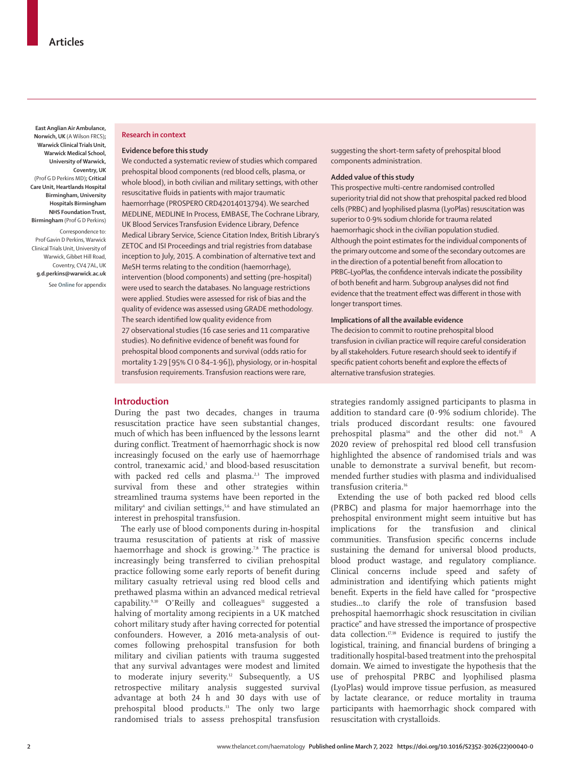East Anglian Air Ambulance, Norwich, UK (A Wilson FRCS); Warwick Clinical Trials Unit, Warwick Medical School, University of Warwick, Coventry, UK (Prof G D Perkins MD); Critical Care Unit, Heartlands Hospital Birmingham, University Hospitals Birmingham NHS Foundation Trust, Birmingham (Prof G D Perkins)

Correspondence to: Prof Gavin D Perkins, Warwick Clinical Trials Unit, University of Warwick, Gibbet Hill Road, Coventry, CV4 7AL, UK g.d.perkins@warwick.ac.uk

See Online for appendix

## Research in context

### Evidence before this study

We conducted a systematic review of studies which compared prehospital blood components (red blood cells, plasma, or whole blood), in both civilian and military settings, with other resuscitative fluids in patients with major traumatic haemorrhage (PROSPERO CRD42014013794). We searched MEDLINE, MEDLINE In Process, EMBASE, The Cochrane Library, UK Blood Services Transfusion Evidence Library, Defence Medical Library Service, Science Citation Index, British Library's ZETOC and ISI Proceedings and trial registries from database inception to July, 2015. A combination of alternative text and MeSH terms relating to the condition (haemorrhage), intervention (blood components) and setting (pre-hospital) were used to search the databases. No language restrictions were applied. Studies were assessed for risk of bias and the quality of evidence was assessed using GRADE methodology. The search identified low quality evidence from 27 observational studies (16 case series and 11 comparative studies). No definitive evidence of benefit was found for prehospital blood components and survival (odds ratio for mortality 1·29 [95% CI 0·84–1·96]), physiology, or in-hospital transfusion requirements. Transfusion reactions were rare, suggesting the short-term safety of prehospital blood components administration.

### Added value of this study

This prospective multi-centre randomised controlled superiority trial did not show that prehospital packed red blood cells (PRBC) and lyophilised plasma (LyoPlas) resuscitation was superior to 0·9% sodium chloride for trauma related haemorrhagic shock in the civilian population studied. Although the point estimates for the individual components of the primary outcome and some of the secondary outcomes are in the direction of a potential benefit from allocation to PRBC–LyoPlas, the confidence intervals indicate the possibility of both benefit and harm. Subgroup analyses did not find evidence that the treatment effect was different in those with longer transport times.

### Implications of all the available evidence

The decision to commit to routine prehospital blood transfusion in civilian practice will require careful consideration by all stakeholders. Future research should seek to identify if specific patient cohorts benefit and explore the effects of alternative transfusion strategies.

## Introduction

During the past two decades, changes in trauma resuscitation practice have seen substantial changes, much of which has been influenced by the lessons learnt during conflict. Treatment of haemorrhagic shock is now increasingly focused on the early use of haemorrhage control, tranexamic acid,[1] and blood-based resuscitation with packed red cells and plasma.[2,3] The improved survival from these and other strategies within streamlined trauma systems have been reported in the military[4] and civilian settings,[5,6] and have stimulated an interest in prehospital transfusion.

The early use of blood components during in-hospital trauma resuscitation of patients at risk of massive haemorrhage and shock is growing.[7,8] The practice is increasingly being transferred to civilian prehospital practice following some early reports of benefit during military casualty retrieval using red blood cells and prethawed plasma within an advanced medical retrieval capability.[9,10] O'Reilly and colleagues[11] suggested a halving of mortality among recipients in a UK matched cohort military study after having corrected for potential confounders. However, a 2016 meta-analysis of outcomes following prehospital transfusion for both military and civilian patients with trauma suggested that any survival advantages were modest and limited to moderate injury severity.[12] Subsequently, a US retrospective military analysis suggested survival advantage at both 24 h and 30 days with use of prehospital blood products.[13] The only two large randomised trials to assess prehospital transfusion strategies randomly assigned participants to plasma in addition to standard care (0·9% sodium chloride). The trials produced discordant results: one favoured prehospital plasma[14] and the other did not.[15] A 2020 review of prehospital red blood cell transfusion highlighted the absence of randomised trials and was unable to demonstrate a survival benefit, but recommended further studies with plasma and individualised transfusion criteria.[16]

Extending the use of both packed red blood cells (PRBC) and plasma for major haemorrhage into the prehospital environment might seem intuitive but has implications for the transfusion and clinical communities. Transfusion specific concerns include sustaining the demand for universal blood products, blood product wastage, and regulatory compliance. Clinical concerns include speed and safety of administration and identifying which patients might benefit. Experts in the field have called for "prospective studies…to clarify the role of transfusion based prehospital haemorrhagic shock resuscitation in civilian practice" and have stressed the importance of prospective data collection.[17,18] Evidence is required to justify the logistical, training, and financial burdens of bringing a traditionally hospital-based treatment into the prehospital domain. We aimed to investigate the hypothesis that the use of prehospital PRBC and lyophilised plasma (LyoPlas) would improve tissue perfusion, as measured by lactate clearance, or reduce mortality in trauma participants with haemorrhagic shock compared with resuscitation with crystalloids.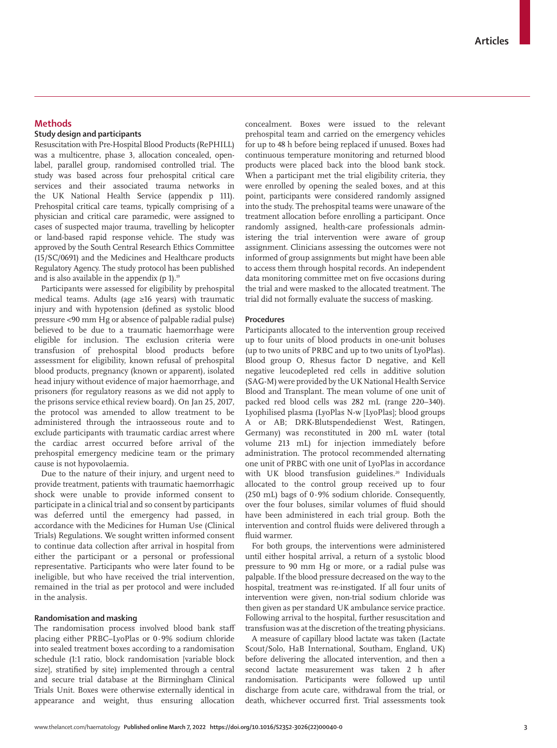## Methods

### Study design and participants

Resuscitation with Pre-Hospital Blood Products (RePHILL) was a multicentre, phase 3, allocation concealed, open-label, parallel group, randomised controlled trial. The study was based across four prehospital critical care services and their associated trauma networks in the UK National Health Service (appendix p 111). Prehospital critical care teams, typically comprising of a physician and critical care paramedic, were assigned to cases of suspected major trauma, travelling by helicopter or land-based rapid response vehicle. The study was approved by the South Central Research Ethics Committee (15/SC/0691) and the Medicines and Healthcare products Regulatory Agency. The study protocol has been published and is also available in the appendix (p 1).[19]

Participants were assessed for eligibility by prehospital medical teams. Adults (age ≥16 years) with traumatic injury and with hypotension (defined as systolic blood pressure <90 mm Hg or absence of palpable radial pulse) believed to be due to a traumatic haemorrhage were eligible for inclusion. The exclusion criteria were transfusion of prehospital blood products before assessment for eligibility, known refusal of prehospital blood products, pregnancy (known or apparent), isolated head injury without evidence of major haemorrhage, and prisoners (for regulatory reasons as we did not apply to the prisons service ethical review board). On Jan 25, 2017, the protocol was amended to allow treatment to be administered through the intraosseous route and to exclude participants with traumatic cardiac arrest where the cardiac arrest occurred before arrival of the prehospital emergency medicine team or the primary cause is not hypovolaemia.

Due to the nature of their injury, and urgent need to provide treatment, patients with traumatic haemorrhagic shock were unable to provide informed consent to participate in a clinical trial and so consent by participants was deferred until the emergency had passed, in accordance with the Medicines for Human Use (Clinical Trials) Regulations. We sought written informed consent to continue data collection after arrival in hospital from either the participant or a personal or professional representative. Participants who were later found to be ineligible, but who have received the trial intervention, remained in the trial as per protocol and were included in the analysis.

### Randomisation and masking

The randomisation process involved blood bank staff placing either PRBC–LyoPlas or 0·9% sodium chloride into sealed treatment boxes according to a randomisation schedule (1:1 ratio, block randomisation [variable block size], stratified by site) implemented through a central and secure trial database at the Birmingham Clinical Trials Unit. Boxes were otherwise externally identical in appearance and weight, thus ensuring allocation concealment. Boxes were issued to the relevant prehospital team and carried on the emergency vehicles for up to 48 h before being replaced if unused. Boxes had continuous temperature monitoring and returned blood products were placed back into the blood bank stock. When a participant met the trial eligibility criteria, they were enrolled by opening the sealed boxes, and at this point, participants were considered randomly assigned into the study. The prehospital teams were unaware of the treatment allocation before enrolling a participant. Once randomly assigned, health-care professionals administering the trial intervention were aware of group assignment. Clinicians assessing the outcomes were not informed of group assignments but might have been able to access them through hospital records. An independent data monitoring committee met on five occasions during the trial and were masked to the allocated treatment. The trial did not formally evaluate the success of masking.

### Procedures

Participants allocated to the intervention group received up to four units of blood products in one-unit boluses (up to two units of PRBC and up to two units of LyoPlas). Blood group O, Rhesus factor D negative, and Kell negative leucodepleted red cells in additive solution (SAG-M) were provided by the UK National Health Service Blood and Transplant. The mean volume of one unit of packed red blood cells was 282 mL (range 220–340). Lyophilised plasma (LyoPlas N-w [LyoPlas]; blood groups A or AB; DRK-Blutspendedienst West, Ratingen, Germany) was reconstituted in 200 mL water (total volume 213 mL) for injection immediately before administration. The protocol recommended alternating one unit of PRBC with one unit of LyoPlas in accordance with UK blood transfusion guidelines.[20] Individuals allocated to the control group received up to four (250 mL) bags of 0·9% sodium chloride. Consequently, over the four boluses, similar volumes of fluid should have been administered in each trial group. Both the intervention and control fluids were delivered through a fluid warmer.

For both groups, the interventions were administered until either hospital arrival, a return of a systolic blood pressure to 90 mm Hg or more, or a radial pulse was palpable. If the blood pressure decreased on the way to the hospital, treatment was re-instigated. If all four units of intervention were given, non-trial sodium chloride was then given as per standard UK ambulance service practice. Following arrival to the hospital, further resuscitation and transfusion was at the discretion of the treating physicians.

A measure of capillary blood lactate was taken (Lactate Scout/Solo, HaB International, Southam, England, UK) before delivering the allocated intervention, and then a second lactate measurement was taken 2 h after randomisation. Participants were followed up until discharge from acute care, withdrawal from the trial, or death, whichever occurred first. Trial assessments took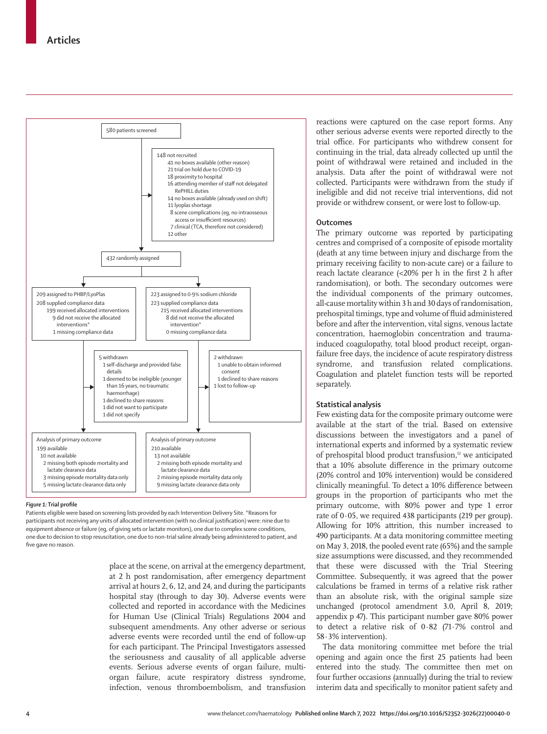580 patients screened

148 not recruited
- 41 no boxes available (other reason)
- 21 trial on hold due to COVID-19
- 18 proximity to hospital
- 16 attending member of staff not delegated RePHILL duties
- 14 no boxes available (already used on shift)
- 11 lyoplas shortage
- 8 scene complications (eg, no intraosseous access or insufficient resources)
- 7 clinical (TCA, therefore not considered)
- 12 other

432 randomly assigned

209 assigned to PHBP/LyoPlas
- 208 supplied compliance data
  - 199 received allocated interventions
  - 9 did not receive the allocated interventions*
- 1 missing compliance data

223 assigned to 0·9% sodium chloride
- 223 supplied compliance data
  - 215 received allocated interventions
  - 8 did not receive the allocated intervention*
- 0 missing compliance data

5 withdrawn
- 1 self-discharge and provided false details
- 1 deemed to be ineligible (younger than 16 years, no traumatic haemorrhage)
- 1 declined to share reasons
- 1 did not want to participate
- 1 did not specify

2 withdrawn
- 1 unable to obtain informed consent
- 1 declined to share reasons
- 1 lost to follow-up

Analysis of primary outcome
- 199 available
- 10 not available
  - 2 missing both episode mortality and lactate clearance data
  - 3 missing episode mortality data only
  - 5 missing lactate clearance data only

Analysis of primary outcome
- 210 available
- 13 not available
  - 2 missing both episode mortality and lactate clearance data
  - 2 missing episode mortality data only
  - 9 missing lactate clearance data only

***Figure 1:* Trial profile**

Patients eligible were based on screening lists provided by each Intervention Delivery Site. *Reasons for participants not receiving any units of allocated intervention (with no clinical justification) were: nine due to equipment absence or failure (eg, of giving sets or lactate monitors), one due to complex scene conditions, one due to decision to stop resuscitation, one due to non-trial saline already being administered to patient, and five gave no reason.

place at the scene, on arrival at the emergency department, at 2 h post randomisation, after emergency department arrival at hours 2, 6, 12, and 24, and during the participants hospital stay (through to day 30). Adverse events were collected and reported in accordance with the Medicines for Human Use (Clinical Trials) Regulations 2004 and subsequent amendments. Any other adverse or serious adverse events were recorded until the end of follow-up for each participant. The Principal Investigators assessed the seriousness and causality of all applicable adverse events. Serious adverse events of organ failure, multi-organ failure, acute respiratory distress syndrome, infection, venous thromboembolism, and transfusion reactions were captured on the case report forms. Any other serious adverse events were reported directly to the trial office. For participants who withdrew consent for continuing in the trial, data already collected up until the point of withdrawal were retained and included in the analysis. Data after the point of withdrawal were not collected. Participants were withdrawn from the study if ineligible and did not receive trial interventions, did not provide or withdrew consent, or were lost to follow-up.

## Outcomes

The primary outcome was reported by participating centres and comprised of a composite of episode mortality (death at any time between injury and discharge from the primary receiving facility to non-acute care) or a failure to reach lactate clearance (<20% per h in the first 2 h after randomisation), or both. The secondary outcomes were the individual components of the primary outcomes, all-cause mortality within 3 h and 30 days of randomisation, prehospital timings, type and volume of fluid administered before and after the intervention, vital signs, venous lactate concentration, haemoglobin concentration and trauma-induced coagulopathy, total blood product receipt, organ-failure free days, the incidence of acute respiratory distress syndrome, and transfusion related complications. Coagulation and platelet function tests will be reported separately.

## Statistical analysis

Few existing data for the composite primary outcome were available at the start of the trial. Based on extensive discussions between the investigators and a panel of international experts and informed by a systematic review of prehospital blood product transfusion,[12] we anticipated that a 10% absolute difference in the primary outcome (20% control and 10% intervention) would be considered clinically meaningful. To detect a 10% difference between groups in the proportion of participants who met the primary outcome, with 80% power and type 1 error rate of 0·05, we required 438 participants (219 per group). Allowing for 10% attrition, this number increased to 490 participants. At a data monitoring committee meeting on May 3, 2018, the pooled event rate (65%) and the sample size assumptions were discussed, and they recommended that these were discussed with the Trial Steering Committee. Subsequently, it was agreed that the power calculations be framed in terms of a relative risk rather than an absolute risk, with the original sample size unchanged (protocol amendment 3.0, April 8, 2019; appendix p 47). This participant number gave 80% power to detect a relative risk of 0·82 (71·7% control and 58·3% intervention).

The data monitoring committee met before the trial opening and again once the first 25 patients had been entered into the study. The committee then met on four further occasions (annually) during the trial to review interim data and specifically to monitor patient safety and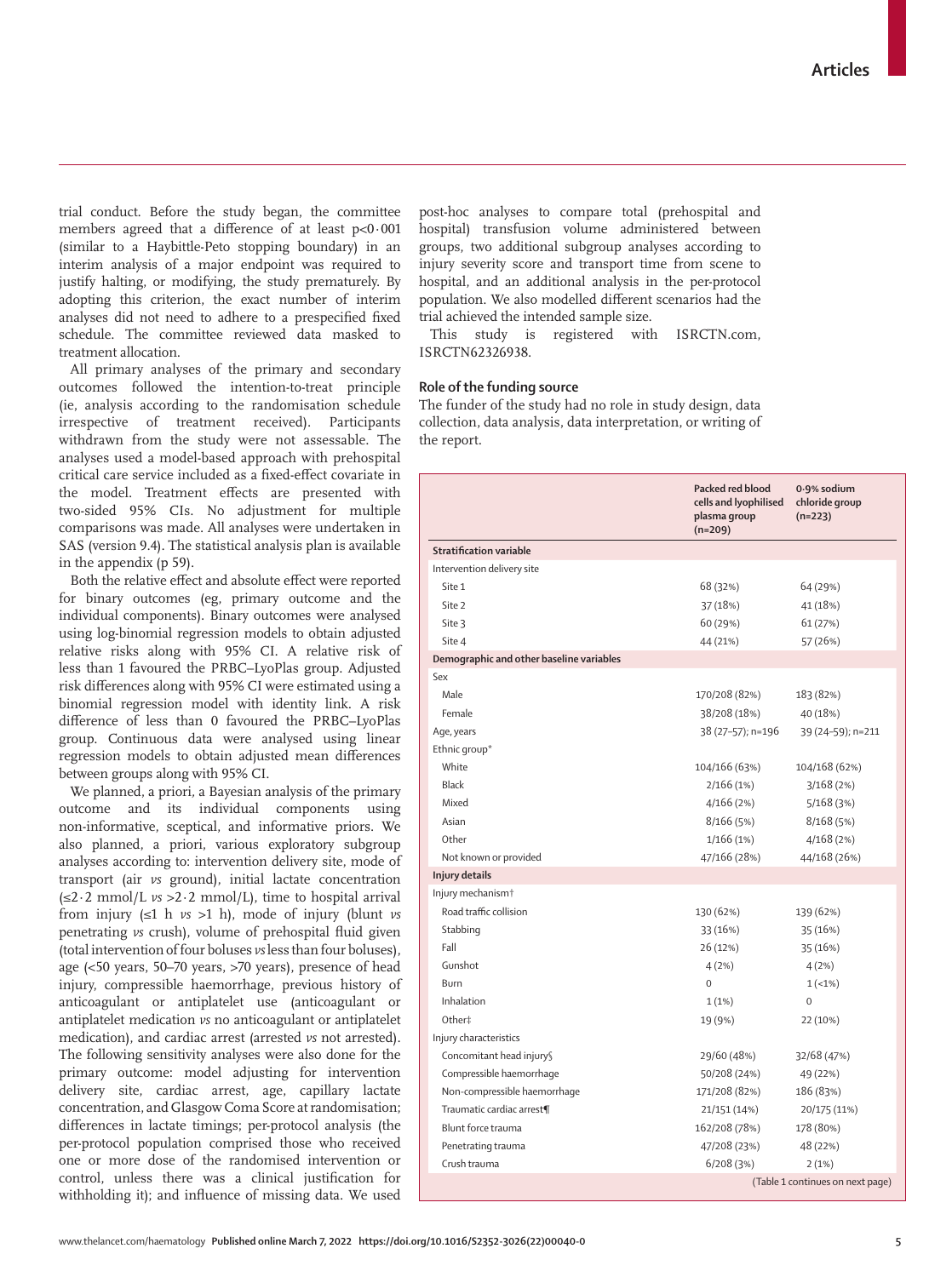trial conduct. Before the study began, the committee members agreed that a difference of at least $p<0{\cdot}001$ (similar to a Haybittle-Peto stopping boundary) in an interim analysis of a major endpoint was required to justify halting, or modifying, the study prematurely. By adopting this criterion, the exact number of interim analyses did not need to adhere to a prespecified fixed schedule. The committee reviewed data masked to treatment allocation.

All primary analyses of the primary and secondary outcomes followed the intention-to-treat principle (ie, analysis according to the randomisation schedule irrespective of treatment received). Participants withdrawn from the study were not assessable. The analyses used a model-based approach with prehospital critical care service included as a fixed-effect covariate in the model. Treatment effects are presented with two-sided 95% CIs. No adjustment for multiple comparisons was made. All analyses were undertaken in SAS (version 9.4). The statistical analysis plan is available in the appendix (p 59).

Both the relative effect and absolute effect were reported for binary outcomes (eg, primary outcome and the individual components). Binary outcomes were analysed using log-binomial regression models to obtain adjusted relative risks along with 95% CI. A relative risk of less than 1 favoured the PRBC–LyoPlas group. Adjusted risk differences along with 95% CI were estimated using a binomial regression model with identity link. A risk difference of less than 0 favoured the PRBC–LyoPlas group. Continuous data were analysed using linear regression models to obtain adjusted mean differences between groups along with 95% CI.

We planned, a priori, a Bayesian analysis of the primary outcome and its individual components using non-informative, sceptical, and informative priors. We also planned, a priori, various exploratory subgroup analyses according to: intervention delivery site, mode of transport (air *vs* ground), initial lactate concentration (≤2·2 mmol/L *vs* >2·2 mmol/L), time to hospital arrival from injury (≤1 h *vs* >1 h), mode of injury (blunt *vs* penetrating *vs* crush), volume of prehospital fluid given (total intervention of four boluses *vs* less than four boluses), age (<50 years, 50–70 years, >70 years), presence of head injury, compressible haemorrhage, previous history of anticoagulant or antiplatelet use (anticoagulant or antiplatelet medication *vs* no anticoagulant or antiplatelet medication), and cardiac arrest (arrested *vs* not arrested). The following sensitivity analyses were also done for the primary outcome: model adjusting for intervention delivery site, cardiac arrest, age, capillary lactate concentration, and Glasgow Coma Score at randomisation; differences in lactate timings; per-protocol analysis (the per-protocol population comprised those who received one or more dose of the randomised intervention or control, unless there was a clinical justification for withholding it); and influence of missing data. We used post-hoc analyses to compare total (prehospital and hospital) transfusion volume administered between groups, two additional subgroup analyses according to injury severity score and transport time from scene to hospital, and an additional analysis in the per-protocol population. We also modelled different scenarios had the trial achieved the intended sample size.

This study is registered with ISRCTN.com, ISRCTN62326938.

## Role of the funding source

The funder of the study had no role in study design, data collection, data analysis, data interpretation, or writing of the report.

| | Packed red blood cells and lyophilised plasma group (n=209) | 0·9% sodium chloride group (n=223) |
|---|---|---|
| **Stratification variable** | | |
| Intervention delivery site | | |
| Site 1 | 68 (32%) | 64 (29%) |
| Site 2 | 37 (18%) | 41 (18%) |
| Site 3 | 60 (29%) | 61 (27%) |
| Site 4 | 44 (21%) | 57 (26%) |
| **Demographic and other baseline variables** | | |
| Sex | | |
| Male | 170/208 (82%) | 183 (82%) |
| Female | 38/208 (18%) | 40 (18%) |
| Age, years | 38 (27–57); n=196 | 39 (24–59); n=211 |
| Ethnic group* | | |
| White | 104/166 (63%) | 104/168 (62%) |
| Black | 2/166 (1%) | 3/168 (2%) |
| Mixed | 4/166 (2%) | 5/168 (3%) |
| Asian | 8/166 (5%) | 8/168 (5%) |
| Other | 1/166 (1%) | 4/168 (2%) |
| Not known or provided | 47/166 (28%) | 44/168 (26%) |
| **Injury details** | | |
| Injury mechanism† | | |
| Road traffic collision | 130 (62%) | 139 (62%) |
| Stabbing | 33 (16%) | 35 (16%) |
| Fall | 26 (12%) | 35 (16%) |
| Gunshot | 4 (2%) | 4 (2%) |
| Burn | 0 | 1 (<1%) |
| Inhalation | 1 (1%) | 0 |
| Other‡ | 19 (9%) | 22 (10%) |
| Injury characteristics | | |
| Concomitant head injury§ | 29/60 (48%) | 32/68 (47%) |
| Compressible haemorrhage | 50/208 (24%) | 49 (22%) |
| Non-compressible haemorrhage | 171/208 (82%) | 186 (83%) |
| Traumatic cardiac arrest¶ | 21/151 (14%) | 20/175 (11%) |
| Blunt force trauma | 162/208 (78%) | 178 (80%) |
| Penetrating trauma | 47/208 (23%) | 48 (22%) |
| Crush trauma | 6/208 (3%) | 2 (1%) |

(Table 1 continues on next page)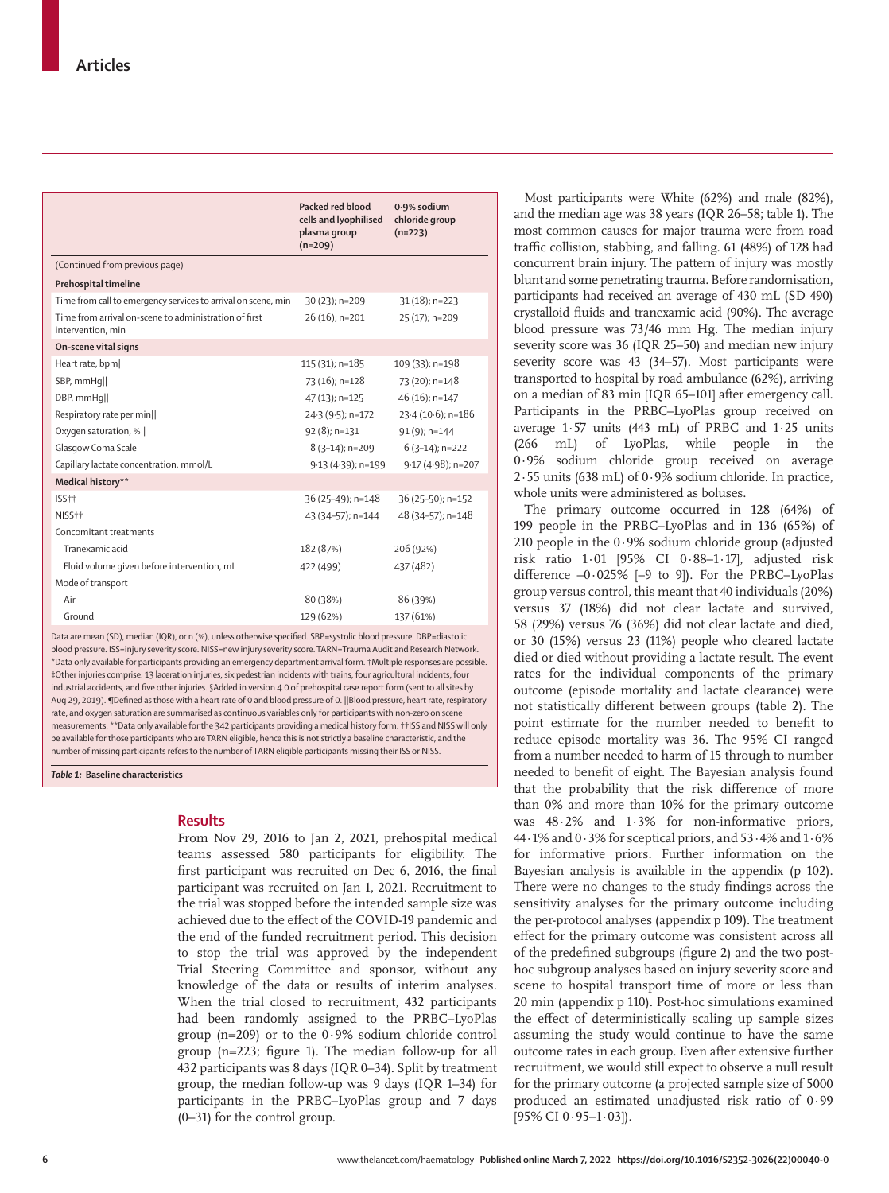| | Packed red blood cells and lyophilised plasma group (n=209) | 0·9% sodium chloride group (n=223) |
|---|---|---|
| (Continued from previous page) | | |
| **Prehospital timeline** | | |
| Time from call to emergency services to arrival on scene, min | 30 (23); n=209 | 31 (18); n=223 |
| Time from arrival on-scene to administration of first intervention, min | 26 (16); n=201 | 25 (17); n=209 |
| **On-scene vital signs** | | |
| Heart rate, bpm‖ | 115 (31); n=185 | 109 (33); n=198 |
| SBP, mmHg‖ | 73 (16); n=128 | 73 (20); n=148 |
| DBP, mmHg‖ | 47 (13); n=125 | 46 (16); n=147 |
| Respiratory rate per min‖ | 24·3 (9·5); n=172 | 23·4 (10·6); n=186 |
| Oxygen saturation, %‖ | 92 (8); n=131 | 91 (9); n=144 |
| Glasgow Coma Scale | 8 (3–14); n=209 | 6 (3–14); n=222 |
| Capillary lactate concentration, mmol/L | 9·13 (4·39); n=199 | 9·17 (4·98); n=207 |
| **Medical history**** | | |
| ISS†† | 36 (25–49); n=148 | 36 (25–50); n=152 |
| NISS†† | 43 (34–57); n=144 | 48 (34–57); n=148 |
| Concomitant treatments | | |
| Tranexamic acid | 182 (87%) | 206 (92%) |
| Fluid volume given before intervention, mL | 422 (499) | 437 (482) |
| Mode of transport | | |
| Air | 80 (38%) | 86 (39%) |
| Ground | 129 (62%) | 137 (61%) |

Data are mean (SD), median (IQR), or n (%), unless otherwise specified. SBP=systolic blood pressure. DBP=diastolic blood pressure. ISS=injury severity score. NISS=new injury severity score. TARN=Trauma Audit and Research Network. *Data only available for participants providing an emergency department arrival form. †Multiple responses are possible. ‡Other injuries comprise: 13 laceration injuries, six pedestrian incidents with trains, four agricultural incidents, four industrial accidents, and five other injuries. §Added in version 4.0 of prehospital case report form (sent to all sites by Aug 29, 2019). ¶Defined as those with a heart rate of 0 and blood pressure of 0. ‖Blood pressure, heart rate, respiratory rate, and oxygen saturation are summarised as continuous variables only for participants with non-zero on scene measurements. **Data only available for the 342 participants providing a medical history form. ††ISS and NISS will only be available for those participants who are TARN eligible, hence this is not strictly a baseline characteristic, and the number of missing participants refers to the number of TARN eligible participants missing their ISS or NISS.

*Table 1:* **Baseline characteristics**

## Results

From Nov 29, 2016 to Jan 2, 2021, prehospital medical teams assessed 580 participants for eligibility. The first participant was recruited on Dec 6, 2016, the final participant was recruited on Jan 1, 2021. Recruitment to the trial was stopped before the intended sample size was achieved due to the effect of the COVID-19 pandemic and the end of the funded recruitment period. This decision to stop the trial was approved by the independent Trial Steering Committee and sponsor, without any knowledge of the data or results of interim analyses. When the trial closed to recruitment, 432 participants had been randomly assigned to the PRBC–LyoPlas group (n=209) or to the 0·9% sodium chloride control group (n=223; figure 1). The median follow-up for all 432 participants was 8 days (IQR 0–34). Split by treatment group, the median follow-up was 9 days (IQR 1–34) for participants in the PRBC–LyoPlas group and 7 days (0–31) for the control group.

Most participants were White (62%) and male (82%), and the median age was 38 years (IQR 26–58; table 1). The most common causes for major trauma were from road traffic collision, stabbing, and falling. 61 (48%) of 128 had concurrent brain injury. The pattern of injury was mostly blunt and some penetrating trauma. Before randomisation, participants had received an average of 430 mL (SD 490) crystalloid fluids and tranexamic acid (90%). The average blood pressure was 73/46 mm Hg. The median injury severity score was 36 (IQR 25–50) and median new injury severity score was 43 (34–57). Most participants were transported to hospital by road ambulance (62%), arriving on a median of 83 min [IQR 65–101] after emergency call. Participants in the PRBC–LyoPlas group received on average 1·57 units (443 mL) of PRBC and 1·25 units (266 mL) of LyoPlas, while people in the 0·9% sodium chloride group received on average 2·55 units (638 mL) of 0·9% sodium chloride. In practice, whole units were administered as boluses.

The primary outcome occurred in 128 (64%) of 199 people in the PRBC–LyoPlas and in 136 (65%) of 210 people in the 0·9% sodium chloride group (adjusted risk ratio 1·01 [95% CI 0·88–1·17], adjusted risk difference –0·025% [–9 to 9]). For the PRBC–LyoPlas group versus control, this meant that 40 individuals (20%) versus 37 (18%) did not clear lactate and survived, 58 (29%) versus 76 (36%) did not clear lactate and died, or 30 (15%) versus 23 (11%) people who cleared lactate died or died without providing a lactate result. The event rates for the individual components of the primary outcome (episode mortality and lactate clearance) were not statistically different between groups (table 2). The point estimate for the number needed to benefit to reduce episode mortality was 36. The 95% CI ranged from a number needed to harm of 15 through to number needed to benefit of eight. The Bayesian analysis found that the probability that the risk difference of more than 0% and more than 10% for the primary outcome was 48·2% and 1·3% for non-informative priors, 44·1% and 0·3% for sceptical priors, and 53·4% and 1·6% for informative priors. Further information on the Bayesian analysis is available in the appendix (p 102). There were no changes to the study findings across the sensitivity analyses for the primary outcome including the per-protocol analyses (appendix p 109). The treatment effect for the primary outcome was consistent across all of the predefined subgroups (figure 2) and the two post-hoc subgroup analyses based on injury severity score and scene to hospital transport time of more or less than 20 min (appendix p 110). Post-hoc simulations examined the effect of deterministically scaling up sample sizes assuming the study would continue to have the same outcome rates in each group. Even after extensive further recruitment, we would still expect to observe a null result for the primary outcome (a projected sample size of 5000 produced an estimated unadjusted risk ratio of 0·99 [95% CI 0·95–1·03]).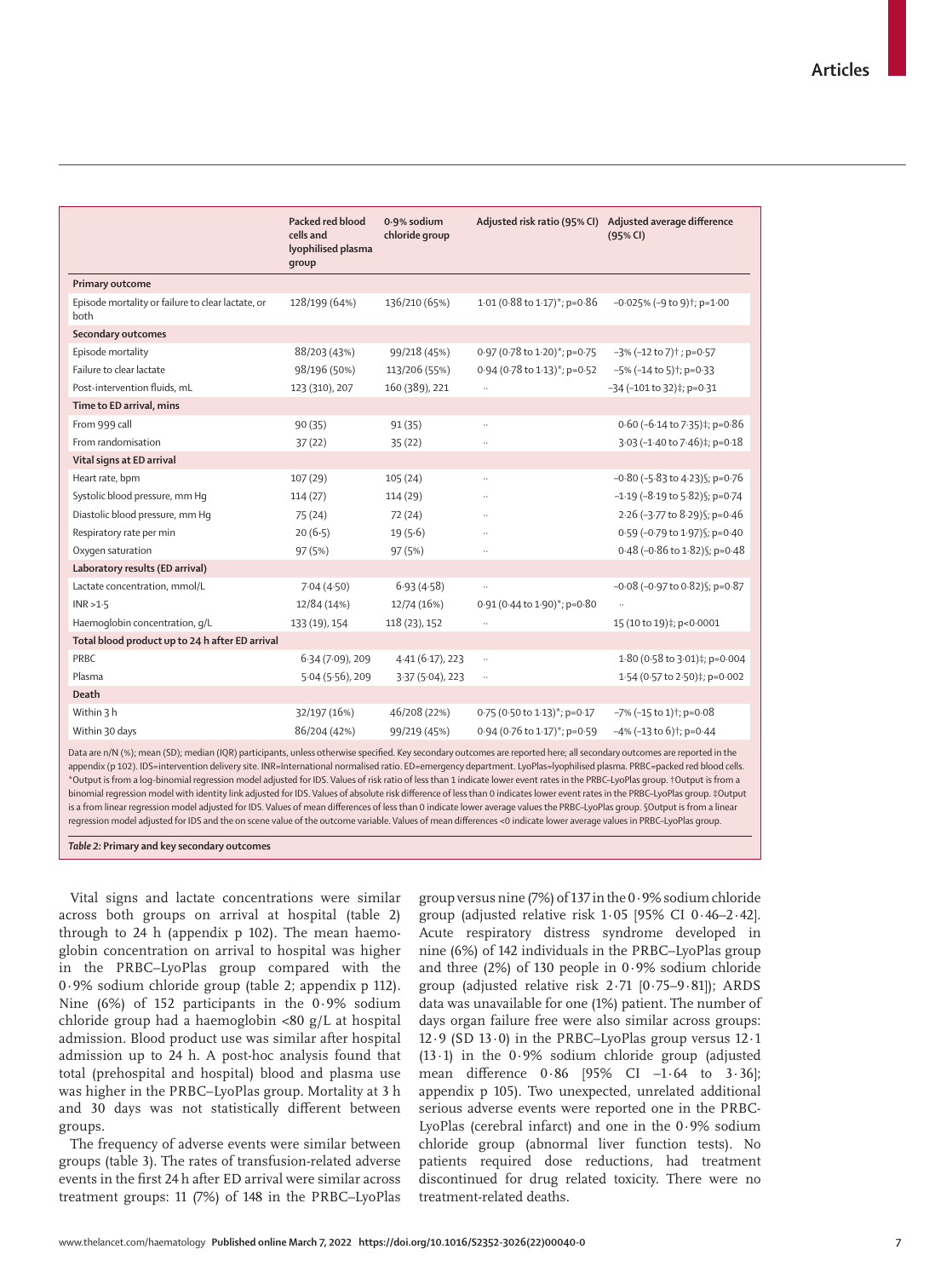| | Packed red blood cells and lyophilised plasma group | 0·9% sodium chloride group | Adjusted risk ratio (95% CI) | Adjusted average difference (95% CI) |
|---|---|---|---|---|
| **Primary outcome** | | | | |
| Episode mortality or failure to clear lactate, or both | 128/199 (64%) | 136/210 (65%) | 1·01 (0·88 to 1·17)*; p=0·86 | −0·025% (−9 to 9)†; p=1·00 |
| **Secondary outcomes** | | | | |
| Episode mortality | 88/203 (43%) | 99/218 (45%) | 0·97 (0·78 to 1·20)*; p=0·75 | −3% (−12 to 7)† ; p=0·57 |
| Failure to clear lactate | 98/196 (50%) | 113/206 (55%) | 0·94 (0·78 to 1·13)*; p=0·52 | −5% (−14 to 5)†; p=0·33 |
| Post-intervention fluids, mL | 123 (310), 207 | 160 (389), 221 | .. | −34 (−101 to 32)‡; p=0·31 |
| **Time to ED arrival, mins** | | | | |
| From 999 call | 90 (35) | 91 (35) | .. | 0·60 (−6·14 to 7·35)‡; p=0·86 |
| From randomisation | 37 (22) | 35 (22) | .. | 3·03 (−1·40 to 7·46)‡; p=0·18 |
| **Vital signs at ED arrival** | | | | |
| Heart rate, bpm | 107 (29) | 105 (24) | .. | −0·80 (−5·83 to 4·23)§; p=0·76 |
| Systolic blood pressure, mm Hg | 114 (27) | 114 (29) | .. | −1·19 (−8·19 to 5·82)§; p=0·74 |
| Diastolic blood pressure, mm Hg | 75 (24) | 72 (24) | .. | 2·26 (−3·77 to 8·29)§; p=0·46 |
| Respiratory rate per min | 20 (6·5) | 19 (5·6) | .. | 0·59 (−0·79 to 1·97)§; p=0·40 |
| Oxygen saturation | 97 (5%) | 97 (5%) | .. | 0·48 (−0·86 to 1·82)§; p=0·48 |
| **Laboratory results (ED arrival)** | | | | |
| Lactate concentration, mmol/L | 7·04 (4·50) | 6·93 (4·58) | .. | −0·08 (−0·97 to 0·82)§; p=0·87 |
| INR >1·5 | 12/84 (14%) | 12/74 (16%) | 0·91 (0·44 to 1·90)*; p=0·80 | .. |
| Haemoglobin concentration, g/L | 133 (19), 154 | 118 (23), 152 | .. | 15 (10 to 19)‡; p<0·0001 |
| **Total blood product up to 24 h after ED arrival** | | | | |
| PRBC | 6·34 (7·09), 209 | 4·41 (6·17), 223 | .. | 1·80 (0·58 to 3·01)‡; p=0·004 |
| Plasma | 5·04 (5·56), 209 | 3·37 (5·04), 223 | .. | 1·54 (0·57 to 2·50)‡; p=0·002 |
| **Death** | | | | |
| Within 3 h | 32/197 (16%) | 46/208 (22%) | 0·75 (0·50 to 1·13)*; p=0·17 | −7% (−15 to 1)†; p=0·08 |
| Within 30 days | 86/204 (42%) | 99/219 (45%) | 0·94 (0·76 to 1·17)*; p=0·59 | −4% (−13 to 6)†; p=0·44 |

Data are n/N (%); mean (SD); median (IQR) participants, unless otherwise specified. Key secondary outcomes are reported here; all secondary outcomes are reported in the appendix (p 102). IDS=intervention delivery site. INR=International normalised ratio. ED=emergency department. LyoPlas=lyophilised plasma. PRBC=packed red blood cells. *Output is from a log-binomial regression model adjusted for IDS. Values of risk ratio of less than 1 indicate lower event rates in the PRBC–LyoPlas group. †Output is from a binomial regression model with identity link adjusted for IDS. Values of absolute risk difference of less than 0 indicates lower event rates in the PRBC–LyoPlas group. ‡Output is a from linear regression model adjusted for IDS. Values of mean differences of less than 0 indicate lower average values the PRBC–LyoPlas group. §Output is from a linear regression model adjusted for IDS and the on scene value of the outcome variable. Values of mean differences <0 indicate lower average values in PRBC–LyoPlas group.

*Table 2:* **Primary and key secondary outcomes**

Vital signs and lactate concentrations were similar across both groups on arrival at hospital (table 2) through to 24 h (appendix p 102). The mean haemoglobin concentration on arrival to hospital was higher in the PRBC–LyoPlas group compared with the 0·9% sodium chloride group (table 2; appendix p 112). Nine (6%) of 152 participants in the 0·9% sodium chloride group had a haemoglobin <80 g/L at hospital admission. Blood product use was similar after hospital admission up to 24 h. A post-hoc analysis found that total (prehospital and hospital) blood and plasma use was higher in the PRBC–LyoPlas group. Mortality at 3 h and 30 days was not statistically different between groups.

The frequency of adverse events were similar between groups (table 3). The rates of transfusion-related adverse events in the first 24 h after ED arrival were similar across treatment groups: 11 (7%) of 148 in the PRBC–LyoPlas group versus nine (7%) of 137 in the 0·9% sodium chloride group (adjusted relative risk 1·05 [95% CI 0·46–2·42]. Acute respiratory distress syndrome developed in nine (6%) of 142 individuals in the PRBC–LyoPlas group and three (2%) of 130 people in 0·9% sodium chloride group (adjusted relative risk 2·71 [0·75–9·81]); ARDS data was unavailable for one (1%) patient. The number of days organ failure free were also similar across groups: 12·9 (SD 13·0) in the PRBC–LyoPlas group versus 12·1 (13·1) in the 0·9% sodium chloride group (adjusted mean difference 0·86 [95% CI −1·64 to 3·36]; appendix p 105). Two unexpected, unrelated additional serious adverse events were reported one in the PRBC-LyoPlas (cerebral infarct) and one in the 0·9% sodium chloride group (abnormal liver function tests). No patients required dose reductions, had treatment discontinued for drug related toxicity. There were no treatment-related deaths.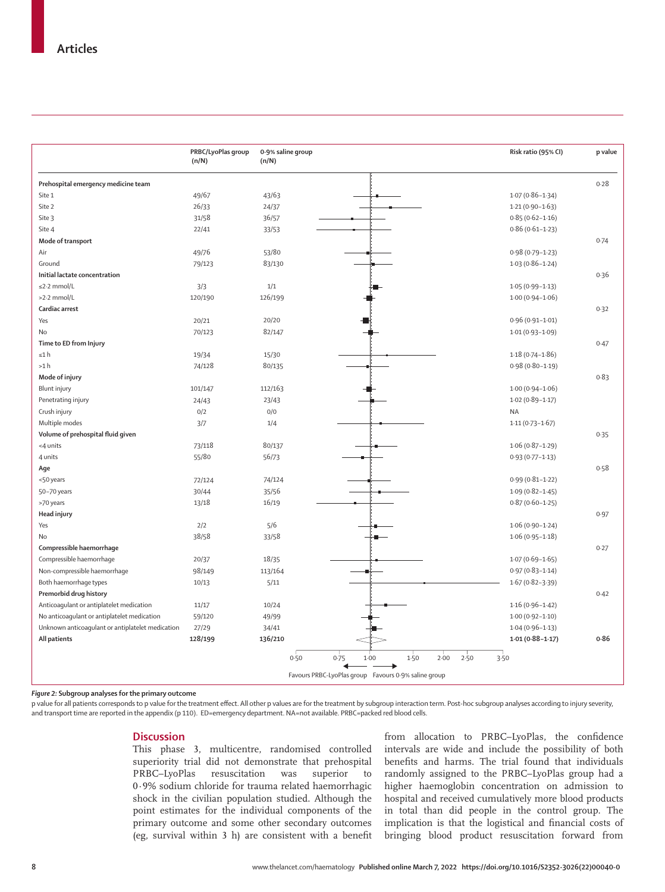| | PRBC/LyoPlas group (n/N) | 0·9% saline group (n/N) | Risk ratio (95% CI) | p value |
|---|---|---|---|---|
| **Prehospital emergency medicine team** | | | | 0·28 |
| Site 1 | 49/67 | 43/63 | 1·07 (0·86–1·34) | |
| Site 2 | 26/33 | 24/37 | 1·21 (0·90–1·63) | |
| Site 3 | 31/58 | 36/57 | 0·85 (0·62–1·16) | |
| Site 4 | 22/41 | 33/53 | 0·86 (0·61–1·23) | |
| **Mode of transport** | | | | 0·74 |
| Air | 49/76 | 53/80 | 0·98 (0·79–1·23) | |
| Ground | 79/123 | 83/130 | 1·03 (0·86–1·24) | |
| **Initial lactate concentration** | | | | 0·36 |
| ≤2·2 mmol/L | 3/3 | 1/1 | 1·05 (0·99–1·13) | |
| >2·2 mmol/L | 120/190 | 126/199 | 1·00 (0·94–1·06) | |
| **Cardiac arrest** | | | | 0·32 |
| Yes | 20/21 | 20/20 | 0·96 (0·91–1·01) | |
| No | 70/123 | 82/147 | 1·01 (0·93–1·09) | |
| **Time to ED from Injury** | | | | 0·47 |
| ≤1 h | 19/34 | 15/30 | 1·18 (0·74–1·86) | |
| >1 h | 74/128 | 80/135 | 0·98 (0·80–1·19) | |
| **Mode of injury** | | | | 0·83 |
| Blunt injury | 101/147 | 112/163 | 1·00 (0·94–1·06) | |
| Penetrating injury | 24/43 | 23/43 | 1·02 (0·89–1·17) | |
| Crush injury | 0/2 | 0/0 | NA | |
| Multiple modes | 3/7 | 1/4 | 1·11 (0·73–1·67) | |
| **Volume of prehospital fluid given** | | | | 0·35 |
| <4 units | 73/118 | 80/137 | 1·06 (0·87–1·29) | |
| 4 units | 55/80 | 56/73 | 0·93 (0·77–1·13) | |
| **Age** | | | | 0·58 |
| <50 years | 72/124 | 74/124 | 0·99 (0·81–1·22) | |
| 50–70 years | 30/44 | 35/56 | 1·09 (0·82–1·45) | |
| >70 years | 13/18 | 16/19 | 0·87 (0·60–1·25) | |
| **Head injury** | | | | 0·97 |
| Yes | 2/2 | 5/6 | 1·06 (0·90–1·24) | |
| No | 38/58 | 33/58 | 1·06 (0·95–1·18) | |
| **Compressible haemorrhage** | | | | 0·27 |
| Compressible haemorrhage | 20/37 | 18/35 | 1·07 (0·69–1·65) | |
| Non-compressible haemorrhage | 98/149 | 113/164 | 0·97 (0·83–1·14) | |
| Both haemorrhage types | 10/13 | 5/11 | 1·67 (0·82–3·39) | |
| **Premorbid drug history** | | | | 0·42 |
| Anticoagulant or antiplatelet medication | 11/17 | 10/24 | 1·16 (0·96–1·42) | |
| No anticoagulant or antiplatelet medication | 59/120 | 49/99 | 1·00 (0·92–1·10) | |
| Unknown anticoagulant or antiplatelet medication | 27/29 | 34/41 | 1·04 (0·96–1·13) | |
| **All patients** | **128/199** | **136/210** | **1·01 (0·88–1·17)** | **0·86** |

Favours PRBC-LyoPlas group ← → Favours 0·9% saline group

*Figure 2:* **Subgroup analyses for the primary outcome**

p value for all patients corresponds to p value for the treatment effect. All other p values are for the treatment by subgroup interaction term. Post-hoc subgroup analyses according to injury severity, and transport time are reported in the appendix (p 110). ED=emergency department. NA=not available. PRBC=packed red blood cells.

## Discussion

This phase 3, multicentre, randomised controlled superiority trial did not demonstrate that prehospital PRBC–LyoPlas resuscitation was superior to 0·9% sodium chloride for trauma related haemorrhagic shock in the civilian population studied. Although the point estimates for the individual components of the primary outcome and some other secondary outcomes (eg, survival within 3 h) are consistent with a benefit from allocation to PRBC–LyoPlas, the confidence intervals are wide and include the possibility of both benefits and harms. The trial found that individuals randomly assigned to the PRBC–LyoPlas group had a higher haemoglobin concentration on admission to hospital and received cumulatively more blood products in total than did people in the control group. The implication is that the logistical and financial costs of bringing blood product resuscitation forward from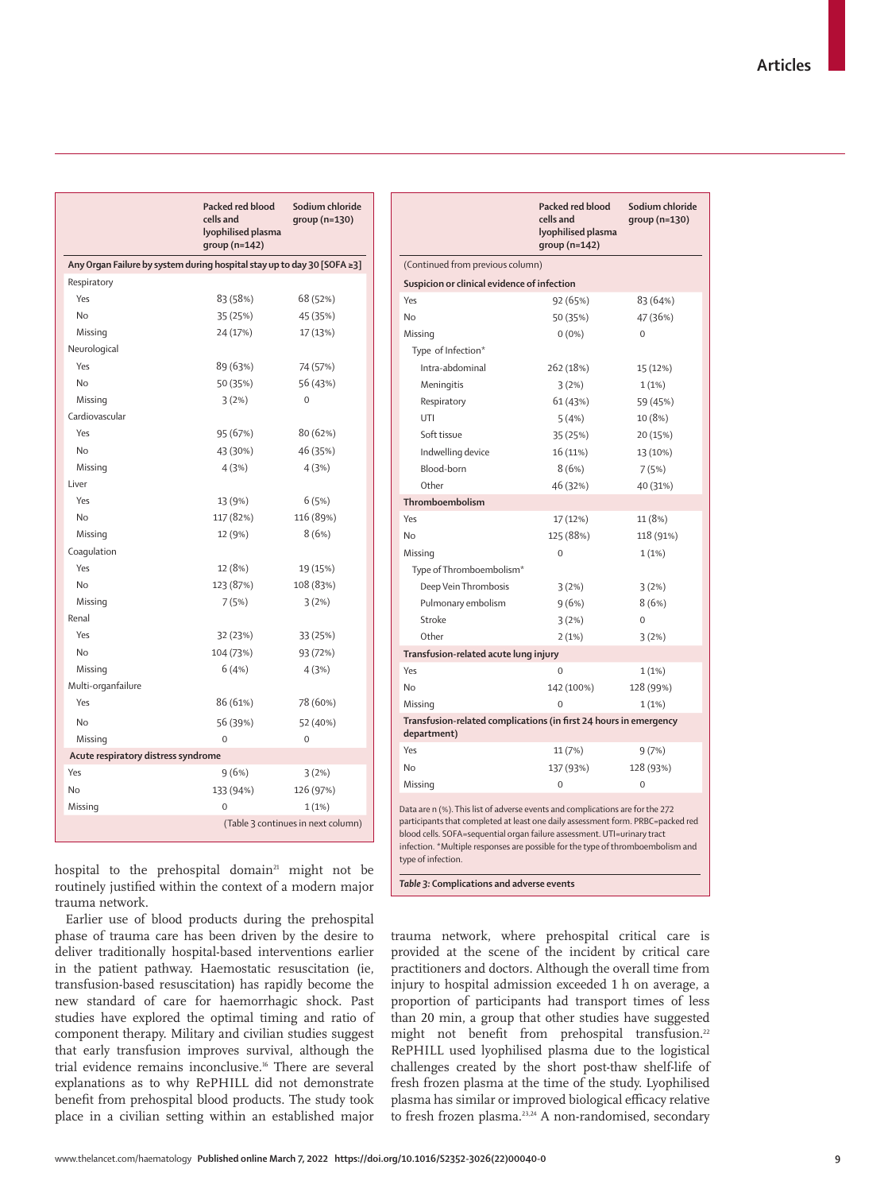| | Packed red blood cells and lyophilised plasma group (n=142) | Sodium chloride group (n=130) |
|---|---|---|
| **Any Organ Failure by system during hospital stay up to day 30 [SOFA ≥3]** | | |
| Respiratory | | |
| Yes | 83 (58%) | 68 (52%) |
| No | 35 (25%) | 45 (35%) |
| Missing | 24 (17%) | 17 (13%) |
| Neurological | | |
| Yes | 89 (63%) | 74 (57%) |
| No | 50 (35%) | 56 (43%) |
| Missing | 3 (2%) | 0 |
| Cardiovascular | | |
| Yes | 95 (67%) | 80 (62%) |
| No | 43 (30%) | 46 (35%) |
| Missing | 4 (3%) | 4 (3%) |
| Liver | | |
| Yes | 13 (9%) | 6 (5%) |
| No | 117 (82%) | 116 (89%) |
| Missing | 12 (9%) | 8 (6%) |
| Coagulation | | |
| Yes | 12 (8%) | 19 (15%) |
| No | 123 (87%) | 108 (83%) |
| Missing | 7 (5%) | 3 (2%) |
| Renal | | |
| Yes | 32 (23%) | 33 (25%) |
| No | 104 (73%) | 93 (72%) |
| Missing | 6 (4%) | 4 (3%) |
| Multi-organfailure | | |
| Yes | 86 (61%) | 78 (60%) |
| No | 56 (39%) | 52 (40%) |
| Missing | 0 | 0 |
| **Acute respiratory distress syndrome** | | |
| Yes | 9 (6%) | 3 (2%) |
| No | 133 (94%) | 126 (97%) |
| Missing | 0 | 1 (1%) |
| **Suspicion or clinical evidence of infection** | | |
| Yes | 92 (65%) | 83 (64%) |
| No | 50 (35%) | 47 (36%) |
| Missing | 0 (0%) | 0 |
| Type of Infection* | | |
| Intra-abdominal | 262 (18%) | 15 (12%) |
| Meningitis | 3 (2%) | 1 (1%) |
| Respiratory | 61 (43%) | 59 (45%) |
| UTI | 5 (4%) | 10 (8%) |
| Soft tissue | 35 (25%) | 20 (15%) |
| Indwelling device | 16 (11%) | 13 (10%) |
| Blood-born | 8 (6%) | 7 (5%) |
| Other | 46 (32%) | 40 (31%) |
| **Thromboembolism** | | |
| Yes | 17 (12%) | 11 (8%) |
| No | 125 (88%) | 118 (91%) |
| Missing | 0 | 1 (1%) |
| Type of Thromboembolism* | | |
| Deep Vein Thrombosis | 3 (2%) | 3 (2%) |
| Pulmonary embolism | 9 (6%) | 8 (6%) |
| Stroke | 3 (2%) | 0 |
| Other | 2 (1%) | 3 (2%) |
| **Transfusion-related acute lung injury** | | |
| Yes | 0 | 1 (1%) |
| No | 142 (100%) | 128 (99%) |
| Missing | 0 | 1 (1%) |
| **Transfusion-related complications (in first 24 hours in emergency department)** | | |
| Yes | 11 (7%) | 9 (7%) |
| No | 137 (93%) | 128 (93%) |
| Missing | 0 | 0 |

Data are n (%). This list of adverse events and complications are for the 272 participants that completed at least one daily assessment form. PRBC=packed red blood cells. SOFA=sequential organ failure assessment. UTI=urinary tract infection. *Multiple responses are possible for the type of thromboembolism and type of infection.

*Table 3:* **Complications and adverse events**

hospital to the prehospital domain[21] might not be routinely justified within the context of a modern major trauma network.

Earlier use of blood products during the prehospital phase of trauma care has been driven by the desire to deliver traditionally hospital-based interventions earlier in the patient pathway. Haemostatic resuscitation (ie, transfusion-based resuscitation) has rapidly become the new standard of care for haemorrhagic shock. Past studies have explored the optimal timing and ratio of component therapy. Military and civilian studies suggest that early transfusion improves survival, although the trial evidence remains inconclusive.[16] There are several explanations as to why RePHILL did not demonstrate benefit from prehospital blood products. The study took place in a civilian setting within an established major trauma network, where prehospital critical care is provided at the scene of the incident by critical care practitioners and doctors. Although the overall time from injury to hospital admission exceeded 1 h on average, a proportion of participants had transport times of less than 20 min, a group that other studies have suggested might not benefit from prehospital transfusion.[22] RePHILL used lyophilised plasma due to the logistical challenges created by the short post-thaw shelf-life of fresh frozen plasma at the time of the study. Lyophilised plasma has similar or improved biological efficacy relative to fresh frozen plasma.[23,24] A non-randomised, secondary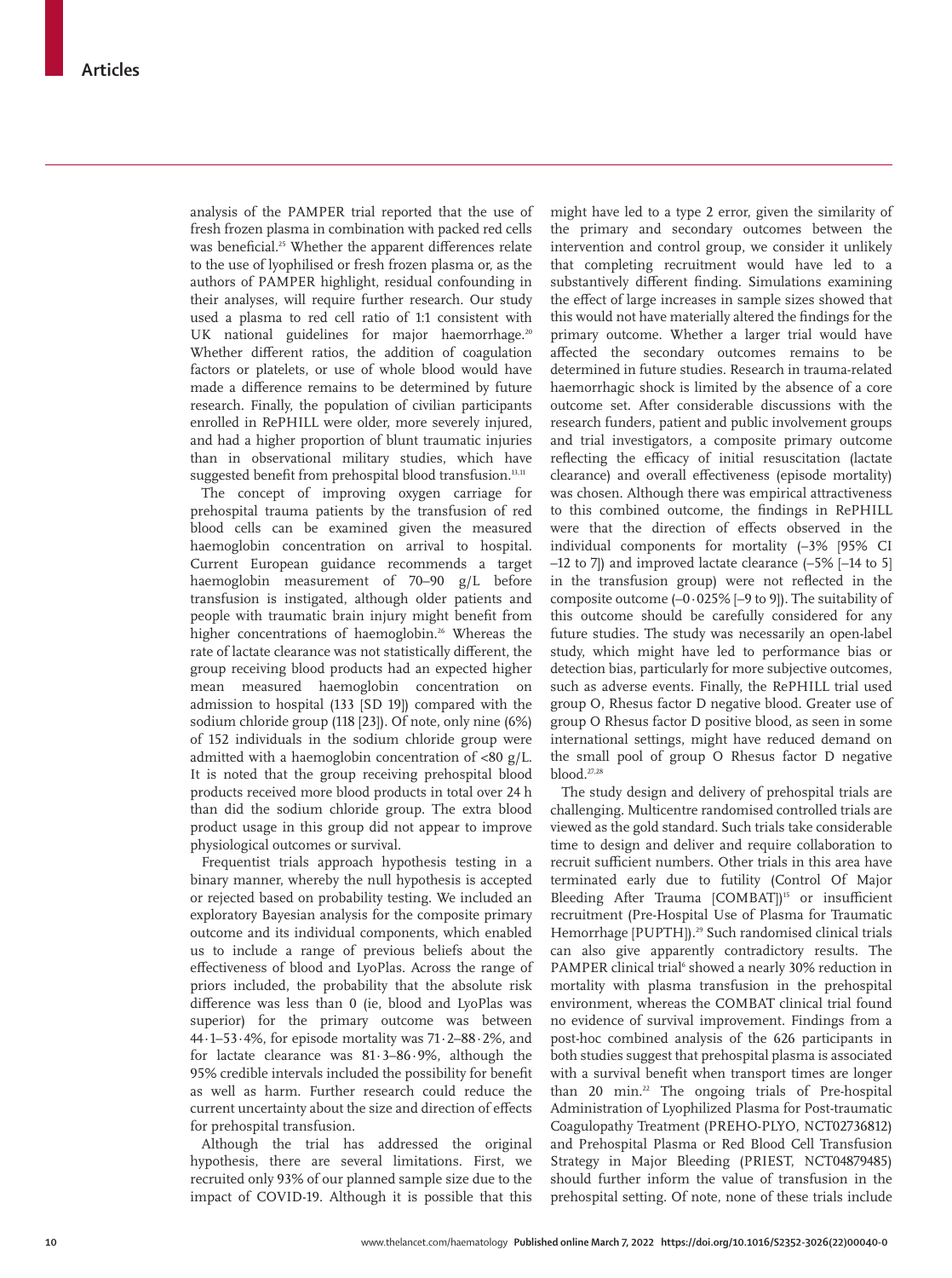analysis of the PAMPER trial reported that the use of fresh frozen plasma in combination with packed red cells was beneficial.[25] Whether the apparent differences relate to the use of lyophilised or fresh frozen plasma or, as the authors of PAMPER highlight, residual confounding in their analyses, will require further research. Our study used a plasma to red cell ratio of 1:1 consistent with UK national guidelines for major haemorrhage.[20] Whether different ratios, the addition of coagulation factors or platelets, or use of whole blood would have made a difference remains to be determined by future research. Finally, the population of civilian participants enrolled in RePHILL were older, more severely injured, and had a higher proportion of blunt traumatic injuries than in observational military studies, which have suggested benefit from prehospital blood transfusion.[13,31]

The concept of improving oxygen carriage for prehospital trauma patients by the transfusion of red blood cells can be examined given the measured haemoglobin concentration on arrival to hospital. Current European guidance recommends a target haemoglobin measurement of 70–90 g/L before transfusion is instigated, although older patients and people with traumatic brain injury might benefit from higher concentrations of haemoglobin.[26] Whereas the rate of lactate clearance was not statistically different, the group receiving blood products had an expected higher mean measured haemoglobin concentration on admission to hospital (133 [SD 19]) compared with the sodium chloride group (118 [23]). Of note, only nine (6%) of 152 individuals in the sodium chloride group were admitted with a haemoglobin concentration of <80 g/L. It is noted that the group receiving prehospital blood products received more blood products in total over 24 h than did the sodium chloride group. The extra blood product usage in this group did not appear to improve physiological outcomes or survival.

Frequentist trials approach hypothesis testing in a binary manner, whereby the null hypothesis is accepted or rejected based on probability testing. We included an exploratory Bayesian analysis for the composite primary outcome and its individual components, which enabled us to include a range of previous beliefs about the effectiveness of blood and LyoPlas. Across the range of priors included, the probability that the absolute risk difference was less than 0 (ie, blood and LyoPlas was superior) for the primary outcome was between 44·1–53·4%, for episode mortality was 71·2–88·2%, and for lactate clearance was 81·3–86·9%, although the 95% credible intervals included the possibility for benefit as well as harm. Further research could reduce the current uncertainty about the size and direction of effects for prehospital transfusion.

Although the trial has addressed the original hypothesis, there are several limitations. First, we recruited only 93% of our planned sample size due to the impact of COVID-19. Although it is possible that this might have led to a type 2 error, given the similarity of the primary and secondary outcomes between the intervention and control group, we consider it unlikely that completing recruitment would have led to a substantively different finding. Simulations examining the effect of large increases in sample sizes showed that this would not have materially altered the findings for the primary outcome. Whether a larger trial would have affected the secondary outcomes remains to be determined in future studies. Research in trauma-related haemorrhagic shock is limited by the absence of a core outcome set. After considerable discussions with the research funders, patient and public involvement groups and trial investigators, a composite primary outcome reflecting the efficacy of initial resuscitation (lactate clearance) and overall effectiveness (episode mortality) was chosen. Although there was empirical attractiveness to this combined outcome, the findings in RePHILL were that the direction of effects observed in the individual components for mortality (–3% [95% CI –12 to 7]) and improved lactate clearance (–5% [–14 to 5] in the transfusion group) were not reflected in the composite outcome (–0·025% [–9 to 9]). The suitability of this outcome should be carefully considered for any future studies. The study was necessarily an open-label study, which might have led to performance bias or detection bias, particularly for more subjective outcomes, such as adverse events. Finally, the RePHILL trial used group O, Rhesus factor D negative blood. Greater use of group O Rhesus factor D positive blood, as seen in some international settings, might have reduced demand on the small pool of group O Rhesus factor D negative blood.[27,28]

The study design and delivery of prehospital trials are challenging. Multicentre randomised controlled trials are viewed as the gold standard. Such trials take considerable time to design and deliver and require collaboration to recruit sufficient numbers. Other trials in this area have terminated early due to futility (Control Of Major Bleeding After Trauma [COMBAT])[15] or insufficient recruitment (Pre-Hospital Use of Plasma for Traumatic Hemorrhage [PUPTH]).[29] Such randomised clinical trials can also give apparently contradictory results. The PAMPER clinical trial[6] showed a nearly 30% reduction in mortality with plasma transfusion in the prehospital environment, whereas the COMBAT clinical trial found no evidence of survival improvement. Findings from a post-hoc combined analysis of the 626 participants in both studies suggest that prehospital plasma is associated with a survival benefit when transport times are longer than 20 min.[22] The ongoing trials of Pre-hospital Administration of Lyophilized Plasma for Post-traumatic Coagulopathy Treatment (PREHO-PLYO, NCT02736812) and Prehospital Plasma or Red Blood Cell Transfusion Strategy in Major Bleeding (PRIEST, NCT04879485) should further inform the value of transfusion in the prehospital setting. Of note, none of these trials include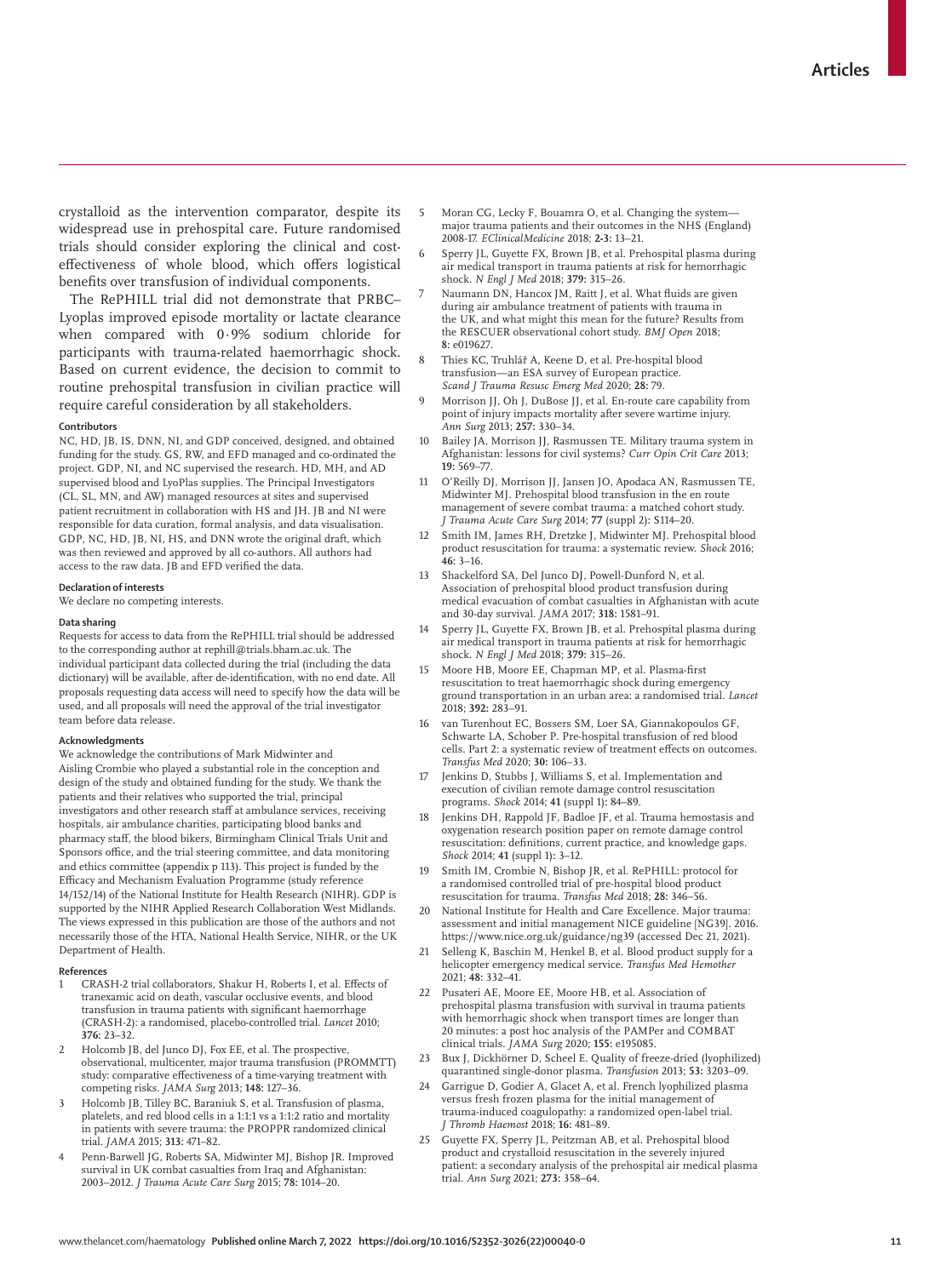crystalloid as the intervention comparator, despite its widespread use in prehospital care. Future randomised trials should consider exploring the clinical and cost-effectiveness of whole blood, which offers logistical benefits over transfusion of individual components.

The RePHILL trial did not demonstrate that PRBC–Lyoplas improved episode mortality or lactate clearance when compared with 0·9% sodium chloride for participants with trauma-related haemorrhagic shock. Based on current evidence, the decision to commit to routine prehospital transfusion in civilian practice will require careful consideration by all stakeholders.

#### Contributors

NC, HD, JB, IS, DNN, NI, and GDP conceived, designed, and obtained funding for the study. GS, RW, and EFD managed and co-ordinated the project. GDP, NI, and NC supervised the research. HD, MH, and AD supervised blood and LyoPlas supplies. The Principal Investigators (CL, SL, MN, and AW) managed resources at sites and supervised patient recruitment in collaboration with HS and JH. JB and NI were responsible for data curation, formal analysis, and data visualisation. GDP, NC, HD, JB, NI, HS, and DNN wrote the original draft, which was then reviewed and approved by all co-authors. All authors had access to the raw data. JB and EFD verified the data.

#### Declaration of interests

We declare no competing interests.

#### Data sharing

Requests for access to data from the RePHILL trial should be addressed to the corresponding author at rephill@trials.bham.ac.uk. The individual participant data collected during the trial (including the data dictionary) will be available, after de-identification, with no end date. All proposals requesting data access will need to specify how the data will be used, and all proposals will need the approval of the trial investigator team before data release.

#### Acknowledgments

We acknowledge the contributions of Mark Midwinter and Aisling Crombie who played a substantial role in the conception and design of the study and obtained funding for the study. We thank the patients and their relatives who supported the trial, principal investigators and other research staff at ambulance services, receiving hospitals, air ambulance charities, participating blood banks and pharmacy staff, the blood bikers, Birmingham Clinical Trials Unit and Sponsors office, and the trial steering committee, and data monitoring and ethics committee (appendix p 113). This project is funded by the Efficacy and Mechanism Evaluation Programme (study reference 14/152/14) of the National Institute for Health Research (NIHR). GDP is supported by the NIHR Applied Research Collaboration West Midlands. The views expressed in this publication are those of the authors and not necessarily those of the HTA, National Health Service, NIHR, or the UK Department of Health.

#### References

1. CRASH-2 trial collaborators, Shakur H, Roberts I, et al. Effects of tranexamic acid on death, vascular occlusive events, and blood transfusion in trauma patients with significant haemorrhage (CRASH-2): a randomised, placebo-controlled trial. *Lancet* 2010; **376:** 23–32.
2. Holcomb JB, del Junco DJ, Fox EE, et al. The prospective, observational, multicenter, major trauma transfusion (PROMMTT) study: comparative effectiveness of a time-varying treatment with competing risks. *JAMA Surg* 2013; **148:** 127–36.
3. Holcomb JB, Tilley BC, Baraniuk S, et al. Transfusion of plasma, platelets, and red blood cells in a 1:1:1 vs a 1:1:2 ratio and mortality in patients with severe trauma: the PROPPR randomized clinical trial. *JAMA* 2015; **313:** 471–82.
4. Penn-Barwell JG, Roberts SA, Midwinter MJ, Bishop JR. Improved survival in UK combat casualties from Iraq and Afghanistan: 2003–2012. *J Trauma Acute Care Surg* 2015; **78:** 1014–20.
5. Moran CG, Lecky F, Bouamra O, et al. Changing the system—major trauma patients and their outcomes in the NHS (England) 2008-17. *EClinicalMedicine* 2018; **2-3:** 13–21.
6. Sperry JL, Guyette FX, Brown JB, et al. Prehospital plasma during air medical transport in trauma patients at risk for hemorrhagic shock. *N Engl J Med* 2018; **379:** 315–26.
7. Naumann DN, Hancox JM, Raitt J, et al. What fluids are given during air ambulance treatment of patients with trauma in the UK, and what might this mean for the future? Results from the RESCUER observational cohort study. *BMJ Open* 2018; **8:** e019627.
8. Thies KC, Truhlář A, Keene D, et al. Pre-hospital blood transfusion—an ESA survey of European practice. *Scand J Trauma Resusc Emerg Med* 2020; **28:** 79.
9. Morrison JJ, Oh J, DuBose JJ, et al. En-route care capability from point of injury impacts mortality after severe wartime injury. *Ann Surg* 2013; **257:** 330–34.
10. Bailey JA, Morrison JJ, Rasmussen TE. Military trauma system in Afghanistan: lessons for civil systems? *Curr Opin Crit Care* 2013; **19:** 569–77.
11. O'Reilly DJ, Morrison JJ, Jansen JO, Apodaca AN, Rasmussen TE, Midwinter MJ. Prehospital blood transfusion in the en route management of severe combat trauma: a matched cohort study. *J Trauma Acute Care Surg* 2014; **77** (suppl 2)**:** S114–20.
12. Smith IM, James RH, Dretzke J, Midwinter MJ. Prehospital blood product resuscitation for trauma: a systematic review. *Shock* 2016; **46:** 3–16.
13. Shackelford SA, Del Junco DJ, Powell-Dunford N, et al. Association of prehospital blood product transfusion during medical evacuation of combat casualties in Afghanistan with acute and 30-day survival. *JAMA* 2017; **318:** 1581–91.
14. Sperry JL, Guyette FX, Brown JB, et al. Prehospital plasma during air medical transport in trauma patients at risk for hemorrhagic shock. *N Engl J Med* 2018; **379:** 315–26.
15. Moore HB, Moore EE, Chapman MP, et al. Plasma-first resuscitation to treat haemorrhagic shock during emergency ground transportation in an urban area: a randomised trial. *Lancet* 2018; **392:** 283–91.
16. van Turenhout EC, Bossers SM, Loer SA, Giannakopoulos GF, Schwarte LA, Schober P. Pre-hospital transfusion of red blood cells. Part 2: a systematic review of treatment effects on outcomes. *Transfus Med* 2020; **30:** 106–33.
17. Jenkins D, Stubbs J, Williams S, et al. Implementation and execution of civilian remote damage control resuscitation programs. *Shock* 2014; **41** (suppl 1)**:** 84–89.
18. Jenkins DH, Rappold JF, Badloe JF, et al. Trauma hemostasis and oxygenation research position paper on remote damage control resuscitation: definitions, current practice, and knowledge gaps. *Shock* 2014; **41** (suppl 1)**:** 3–12.
19. Smith IM, Crombie N, Bishop JR, et al. RePHILL: protocol for a randomised controlled trial of pre-hospital blood product resuscitation for trauma. *Transfus Med* 2018; **28:** 346–56.
20. National Institute for Health and Care Excellence. Major trauma: assessment and initial management NICE guideline [NG39]. 2016. https://www.nice.org.uk/guidance/ng39 (accessed Dec 21, 2021).
21. Selleng K, Baschin M, Henkel B, et al. Blood product supply for a helicopter emergency medical service. *Transfus Med Hemother* 2021; **48:** 332–41.
22. Pusateri AE, Moore EE, Moore HB, et al. Association of prehospital plasma transfusion with survival in trauma patients with hemorrhagic shock when transport times are longer than 20 minutes: a post hoc analysis of the PAMPer and COMBAT clinical trials. *JAMA Surg* 2020; **155:** e195085.
23. Bux J, Dickhörner D, Scheel E. Quality of freeze-dried (lyophilized) quarantined single-donor plasma. *Transfusion* 2013; **53:** 3203–09.
24. Garrigue D, Godier A, Glacet A, et al. French lyophilized plasma versus fresh frozen plasma for the initial management of trauma-induced coagulopathy: a randomized open-label trial. *J Thromb Haemost* 2018; **16:** 481–89.
25. Guyette FX, Sperry JL, Peitzman AB, et al. Prehospital blood product and crystalloid resuscitation in the severely injured patient: a secondary analysis of the prehospital air medical plasma trial. *Ann Surg* 2021; **273:** 358–64.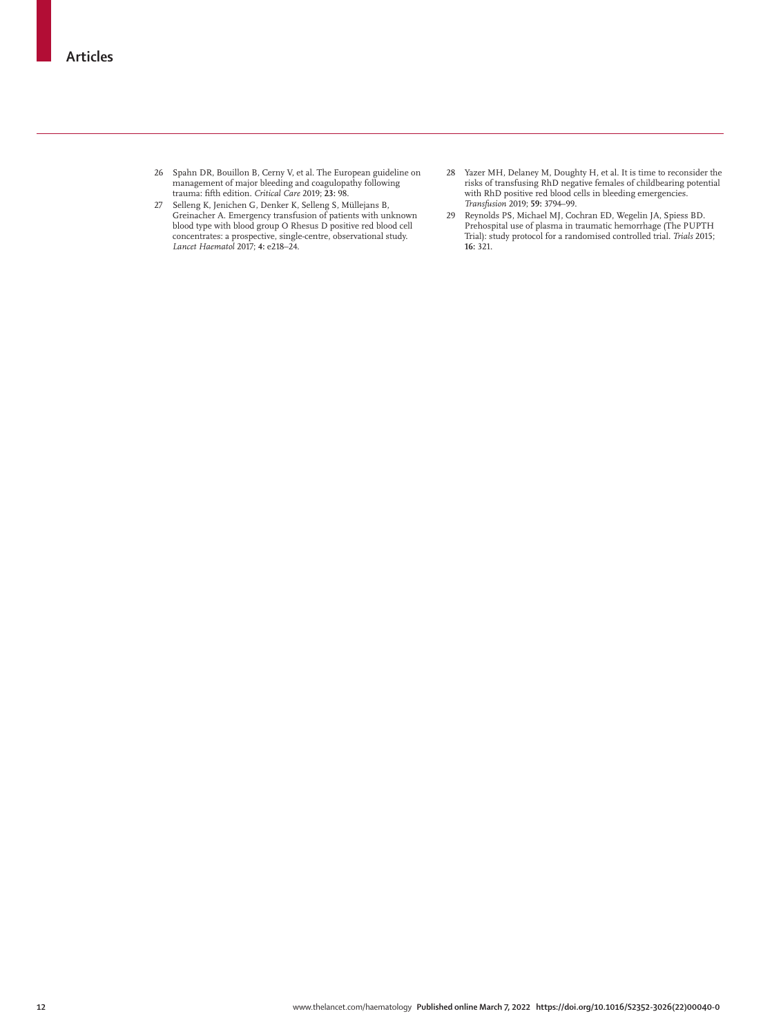26 Spahn DR, Bouillon B, Cerny V, et al. The European guideline on management of major bleeding and coagulopathy following trauma: fifth edition. *Critical Care* 2019; **23:** 98.

27 Selleng K, Jenichen G, Denker K, Selleng S, Müllejans B, Greinacher A. Emergency transfusion of patients with unknown blood type with blood group O Rhesus D positive red blood cell concentrates: a prospective, single-centre, observational study. *Lancet Haematol* 2017; **4:** e218–24.

28 Yazer MH, Delaney M, Doughty H, et al. It is time to reconsider the risks of transfusing RhD negative females of childbearing potential with RhD positive red blood cells in bleeding emergencies. *Transfusion* 2019; **59:** 3794–99.

29 Reynolds PS, Michael MJ, Cochran ED, Wegelin JA, Spiess BD. Prehospital use of plasma in traumatic hemorrhage (The PUPTH Trial): study protocol for a randomised controlled trial. *Trials* 2015; **16:** 321.